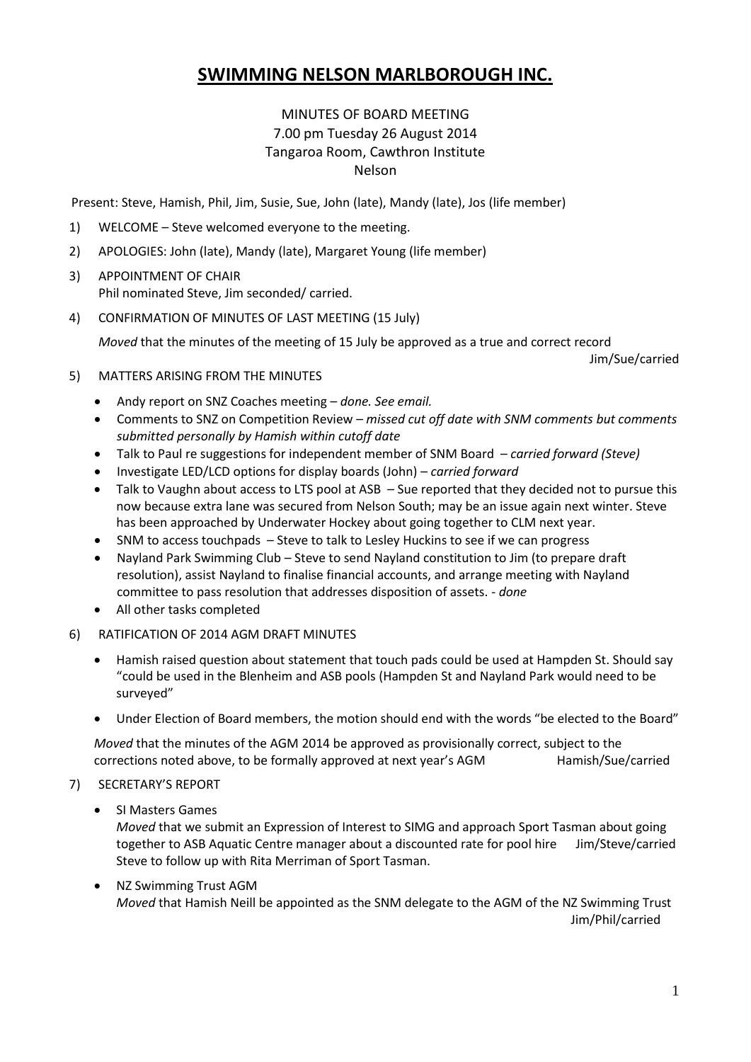# SWIMMING NELSON MARLBOROUGH INC.

MINUTES OF BOARD MEETING
7.00 pm Tuesday 26 August 2014
Tangaroa Room, Cawthron Institute
Nelson

Present: Steve, Hamish, Phil, Jim, Susie, Sue, John (late), Mandy (late), Jos (life member)

1) WELCOME – Steve welcomed everyone to the meeting.

2) APOLOGIES: John (late), Mandy (late), Margaret Young (life member)

3) APPOINTMENT OF CHAIR
   Phil nominated Steve, Jim seconded/ carried.

4) CONFIRMATION OF MINUTES OF LAST MEETING (15 July)

   *Moved* that the minutes of the meeting of 15 July be approved as a true and correct record
   Jim/Sue/carried

5) MATTERS ARISING FROM THE MINUTES

   - Andy report on SNZ Coaches meeting – *done. See email.*
   - Comments to SNZ on Competition Review – *missed cut off date with SNM comments but comments submitted personally by Hamish within cutoff date*
   - Talk to Paul re suggestions for independent member of SNM Board – *carried forward (Steve)*
   - Investigate LED/LCD options for display boards (John) – *carried forward*
   - Talk to Vaughn about access to LTS pool at ASB – Sue reported that they decided not to pursue this now because extra lane was secured from Nelson South; may be an issue again next winter. Steve has been approached by Underwater Hockey about going together to CLM next year.
   - SNM to access touchpads – Steve to talk to Lesley Huckins to see if we can progress
   - Nayland Park Swimming Club – Steve to send Nayland constitution to Jim (to prepare draft resolution), assist Nayland to finalise financial accounts, and arrange meeting with Nayland committee to pass resolution that addresses disposition of assets. - *done*
   - All other tasks completed

6) RATIFICATION OF 2014 AGM DRAFT MINUTES

   - Hamish raised question about statement that touch pads could be used at Hampden St. Should say "could be used in the Blenheim and ASB pools (Hampden St and Nayland Park would need to be surveyed"
   - Under Election of Board members, the motion should end with the words "be elected to the Board"

   *Moved* that the minutes of the AGM 2014 be approved as provisionally correct, subject to the corrections noted above, to be formally approved at next year's AGM
   Hamish/Sue/carried

7) SECRETARY'S REPORT

   - SI Masters Games
     *Moved* that we submit an Expression of Interest to SIMG and approach Sport Tasman about going together to ASB Aquatic Centre manager about a discounted rate for pool hire
     Jim/Steve/carried
     Steve to follow up with Rita Merriman of Sport Tasman.
   - NZ Swimming Trust AGM
     *Moved* that Hamish Neill be appointed as the SNM delegate to the AGM of the NZ Swimming Trust
     Jim/Phil/carried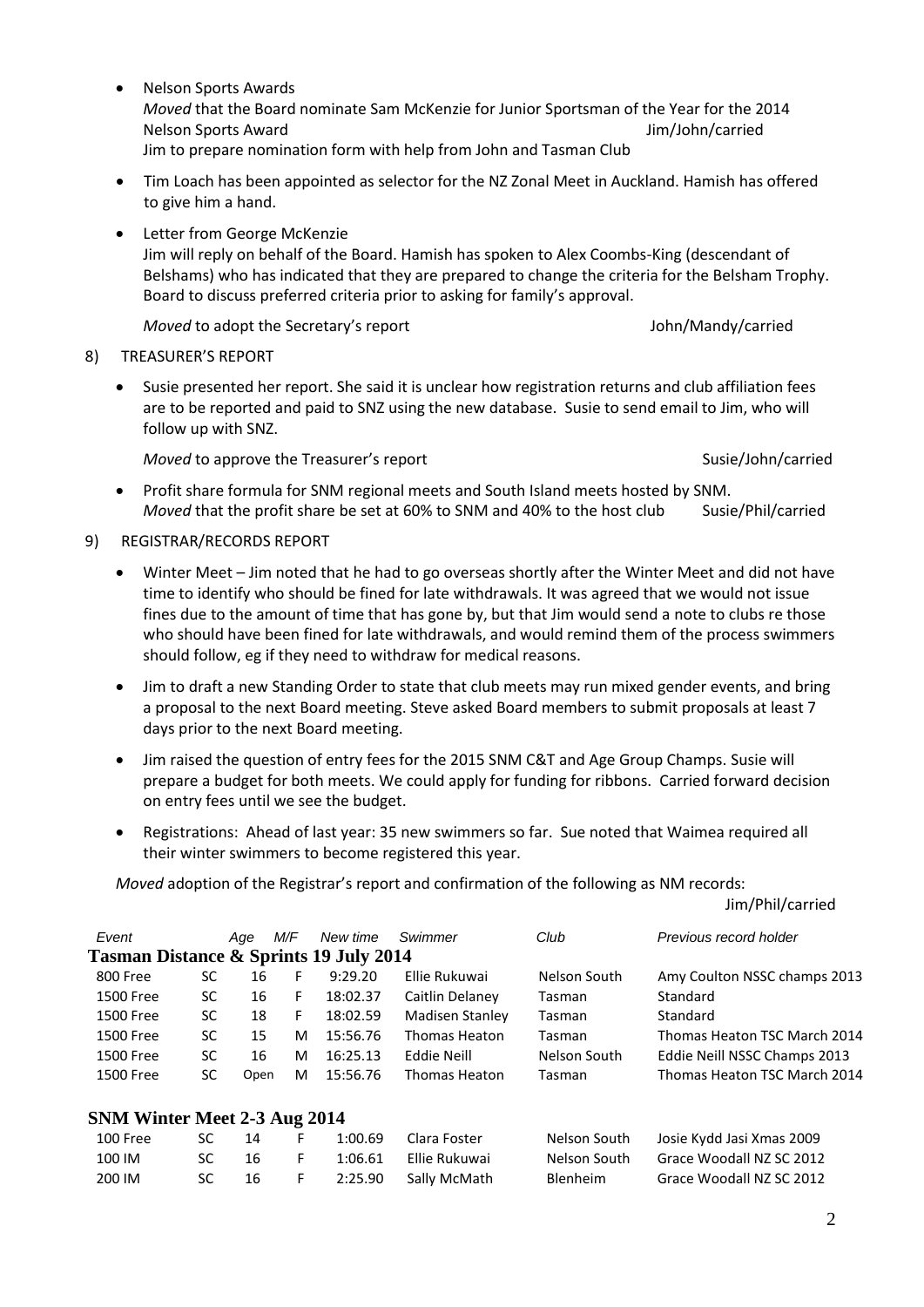- Nelson Sports Awards
  *Moved* that the Board nominate Sam McKenzie for Junior Sportsman of the Year for the 2014 Nelson Sports Award Jim/John/carried
  Jim to prepare nomination form with help from John and Tasman Club
- Tim Loach has been appointed as selector for the NZ Zonal Meet in Auckland. Hamish has offered to give him a hand.
- Letter from George McKenzie
  Jim will reply on behalf of the Board. Hamish has spoken to Alex Coombs-King (descendant of Belshams) who has indicated that they are prepared to change the criteria for the Belsham Trophy. Board to discuss preferred criteria prior to asking for family's approval.

  *Moved* to adopt the Secretary's report John/Mandy/carried

8) TREASURER'S REPORT

- Susie presented her report. She said it is unclear how registration returns and club affiliation fees are to be reported and paid to SNZ using the new database. Susie to send email to Jim, who will follow up with SNZ.

  *Moved* to approve the Treasurer's report Susie/John/carried

- Profit share formula for SNM regional meets and South Island meets hosted by SNM.
  *Moved* that the profit share be set at 60% to SNM and 40% to the host club Susie/Phil/carried

9) REGISTRAR/RECORDS REPORT

- Winter Meet – Jim noted that he had to go overseas shortly after the Winter Meet and did not have time to identify who should be fined for late withdrawals. It was agreed that we would not issue fines due to the amount of time that has gone by, but that Jim would send a note to clubs re those who should have been fined for late withdrawals, and would remind them of the process swimmers should follow, eg if they need to withdraw for medical reasons.
- Jim to draft a new Standing Order to state that club meets may run mixed gender events, and bring a proposal to the next Board meeting. Steve asked Board members to submit proposals at least 7 days prior to the next Board meeting.
- Jim raised the question of entry fees for the 2015 SNM C&T and Age Group Champs. Susie will prepare a budget for both meets. We could apply for funding for ribbons. Carried forward decision on entry fees until we see the budget.
- Registrations: Ahead of last year: 35 new swimmers so far. Sue noted that Waimea required all their winter swimmers to become registered this year.

*Moved* adoption of the Registrar's report and confirmation of the following as NM records:
Jim/Phil/carried

| *Event* | | *Age* | *M/F* | *New time* | *Swimmer* | *Club* | *Previous record holder* |
|---|---|---|---|---|---|---|---|
| **Tasman Distance & Sprints 19 July 2014** | | | | | | | |
| 800 Free | SC | 16 | F | 9:29.20 | Ellie Rukuwai | Nelson South | Amy Coulton NSSC champs 2013 |
| 1500 Free | SC | 16 | F | 18:02.37 | Caitlin Delaney | Tasman | Standard |
| 1500 Free | SC | 18 | F | 18:02.59 | Madisen Stanley | Tasman | Standard |
| 1500 Free | SC | 15 | M | 15:56.76 | Thomas Heaton | Tasman | Thomas Heaton TSC March 2014 |
| 1500 Free | SC | 16 | M | 16:25.13 | Eddie Neill | Nelson South | Eddie Neill NSSC Champs 2013 |
| 1500 Free | SC | Open | M | 15:56.76 | Thomas Heaton | Tasman | Thomas Heaton TSC March 2014 |
| **SNM Winter Meet 2-3 Aug 2014** | | | | | | | |
| 100 Free | SC | 14 | F | 1:00.69 | Clara Foster | Nelson South | Josie Kydd Jasi Xmas 2009 |
| 100 IM | SC | 16 | F | 1:06.61 | Ellie Rukuwai | Nelson South | Grace Woodall NZ SC 2012 |
| 200 IM | SC | 16 | F | 2:25.90 | Sally McMath | Blenheim | Grace Woodall NZ SC 2012 |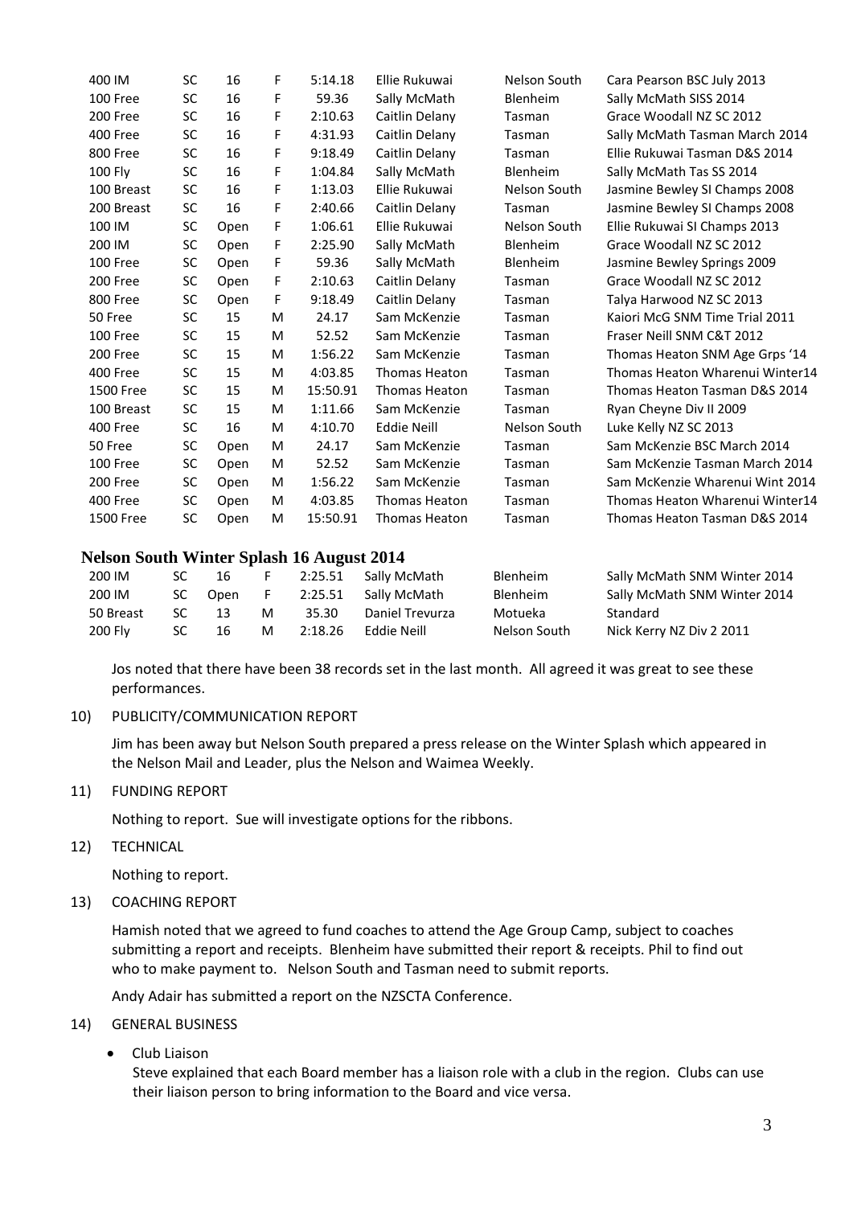| | | | | | | | |
|---|---|---|---|---|---|---|---|
| 400 IM | SC | 16 | F | 5:14.18 | Ellie Rukuwai | Nelson South | Cara Pearson BSC July 2013 |
| 100 Free | SC | 16 | F | 59.36 | Sally McMath | Blenheim | Sally McMath SISS 2014 |
| 200 Free | SC | 16 | F | 2:10.63 | Caitlin Delany | Tasman | Grace Woodall NZ SC 2012 |
| 400 Free | SC | 16 | F | 4:31.93 | Caitlin Delany | Tasman | Sally McMath Tasman March 2014 |
| 800 Free | SC | 16 | F | 9:18.49 | Caitlin Delany | Tasman | Ellie Rukuwai Tasman D&S 2014 |
| 100 Fly | SC | 16 | F | 1:04.84 | Sally McMath | Blenheim | Sally McMath Tas SS 2014 |
| 100 Breast | SC | 16 | F | 1:13.03 | Ellie Rukuwai | Nelson South | Jasmine Bewley SI Champs 2008 |
| 200 Breast | SC | 16 | F | 2:40.66 | Caitlin Delany | Tasman | Jasmine Bewley SI Champs 2008 |
| 100 IM | SC | Open | F | 1:06.61 | Ellie Rukuwai | Nelson South | Ellie Rukuwai SI Champs 2013 |
| 200 IM | SC | Open | F | 2:25.90 | Sally McMath | Blenheim | Grace Woodall NZ SC 2012 |
| 100 Free | SC | Open | F | 59.36 | Sally McMath | Blenheim | Jasmine Bewley Springs 2009 |
| 200 Free | SC | Open | F | 2:10.63 | Caitlin Delany | Tasman | Grace Woodall NZ SC 2012 |
| 800 Free | SC | Open | F | 9:18.49 | Caitlin Delany | Tasman | Talya Harwood NZ SC 2013 |
| 50 Free | SC | 15 | M | 24.17 | Sam McKenzie | Tasman | Kaiori McG SNM Time Trial 2011 |
| 100 Free | SC | 15 | M | 52.52 | Sam McKenzie | Tasman | Fraser Neill SNM C&T 2012 |
| 200 Free | SC | 15 | M | 1:56.22 | Sam McKenzie | Tasman | Thomas Heaton SNM Age Grps '14 |
| 400 Free | SC | 15 | M | 4:03.85 | Thomas Heaton | Tasman | Thomas Heaton Wharenui Winter14 |
| 1500 Free | SC | 15 | M | 15:50.91 | Thomas Heaton | Tasman | Thomas Heaton Tasman D&S 2014 |
| 100 Breast | SC | 15 | M | 1:11.66 | Sam McKenzie | Tasman | Ryan Cheyne Div II 2009 |
| 400 Free | SC | 16 | M | 4:10.70 | Eddie Neill | Nelson South | Luke Kelly NZ SC 2013 |
| 50 Free | SC | Open | M | 24.17 | Sam McKenzie | Tasman | Sam McKenzie BSC March 2014 |
| 100 Free | SC | Open | M | 52.52 | Sam McKenzie | Tasman | Sam McKenzie Tasman March 2014 |
| 200 Free | SC | Open | M | 1:56.22 | Sam McKenzie | Tasman | Sam McKenzie Wharenui Wint 2014 |
| 400 Free | SC | Open | M | 4:03.85 | Thomas Heaton | Tasman | Thomas Heaton Wharenui Winter14 |
| 1500 Free | SC | Open | M | 15:50.91 | Thomas Heaton | Tasman | Thomas Heaton Tasman D&S 2014 |

**Nelson South Winter Splash 16 August 2014**

| | | | | | | | |
|---|---|---|---|---|---|---|---|
| 200 IM | SC | 16 | F | 2:25.51 | Sally McMath | Blenheim | Sally McMath SNM Winter 2014 |
| 200 IM | SC | Open | F | 2:25.51 | Sally McMath | Blenheim | Sally McMath SNM Winter 2014 |
| 50 Breast | SC | 13 | M | 35.30 | Daniel Trevurza | Motueka | Standard |
| 200 Fly | SC | 16 | M | 2:18.26 | Eddie Neill | Nelson South | Nick Kerry NZ Div 2 2011 |

Jos noted that there have been 38 records set in the last month. All agreed it was great to see these performances.

10) PUBLICITY/COMMUNICATION REPORT

Jim has been away but Nelson South prepared a press release on the Winter Splash which appeared in the Nelson Mail and Leader, plus the Nelson and Waimea Weekly.

11) FUNDING REPORT

Nothing to report. Sue will investigate options for the ribbons.

12) TECHNICAL

Nothing to report.

13) COACHING REPORT

Hamish noted that we agreed to fund coaches to attend the Age Group Camp, subject to coaches submitting a report and receipts. Blenheim have submitted their report & receipts. Phil to find out who to make payment to. Nelson South and Tasman need to submit reports.

Andy Adair has submitted a report on the NZSCTA Conference.

14) GENERAL BUSINESS

- Club Liaison
  Steve explained that each Board member has a liaison role with a club in the region. Clubs can use their liaison person to bring information to the Board and vice versa.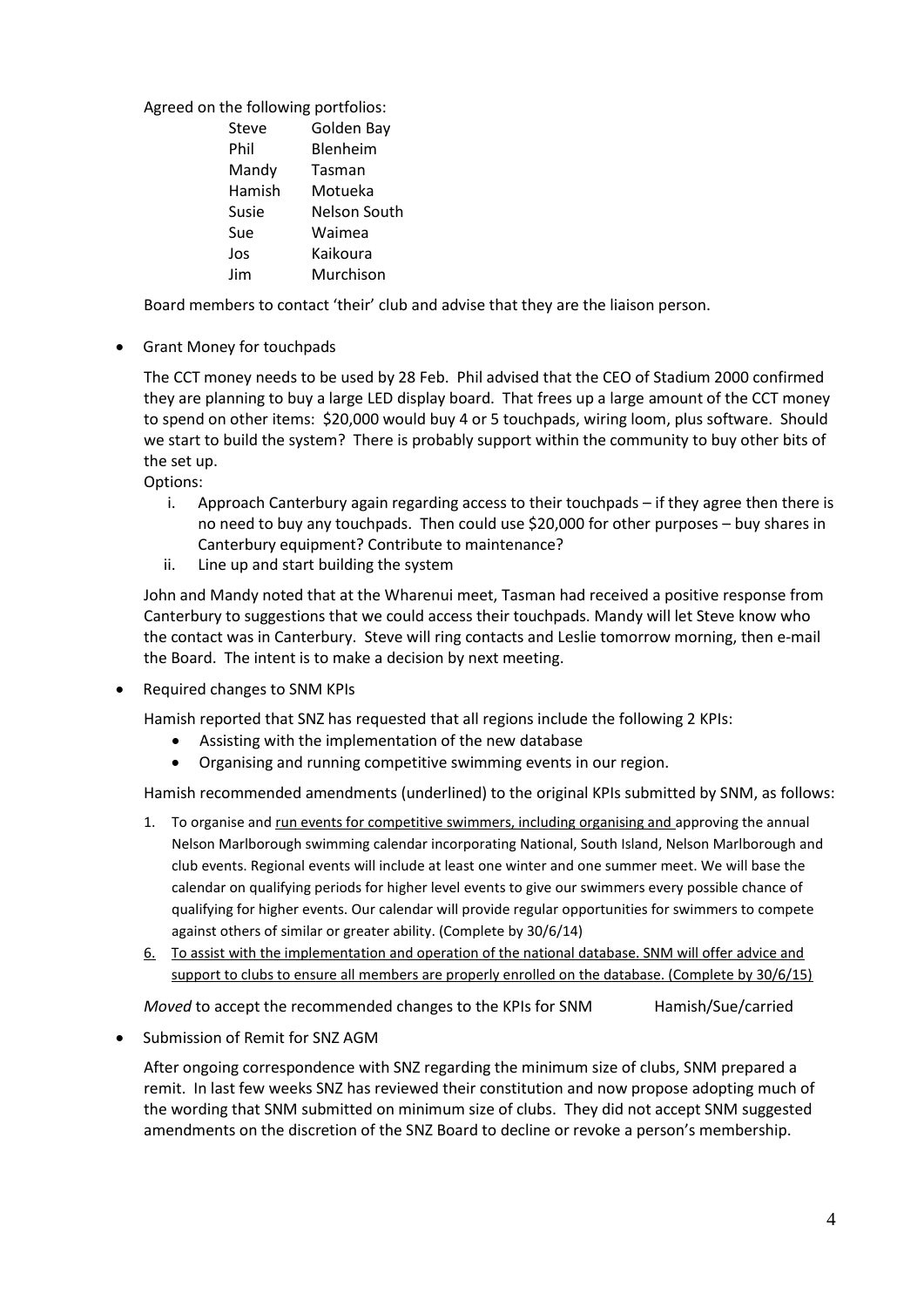Agreed on the following portfolios:

| | |
|---|---|
| Steve | Golden Bay |
| Phil | Blenheim |
| Mandy | Tasman |
| Hamish | Motueka |
| Susie | Nelson South |
| Sue | Waimea |
| Jos | Kaikoura |
| Jim | Murchison |

Board members to contact 'their' club and advise that they are the liaison person.

- Grant Money for touchpads

  The CCT money needs to be used by 28 Feb. Phil advised that the CEO of Stadium 2000 confirmed they are planning to buy a large LED display board. That frees up a large amount of the CCT money to spend on other items: $20,000 would buy 4 or 5 touchpads, wiring loom, plus software. Should we start to build the system? There is probably support within the community to buy other bits of the set up.

  Options:

  i. Approach Canterbury again regarding access to their touchpads – if they agree then there is no need to buy any touchpads. Then could use $20,000 for other purposes – buy shares in Canterbury equipment? Contribute to maintenance?
  ii. Line up and start building the system

  John and Mandy noted that at the Wharenui meet, Tasman had received a positive response from Canterbury to suggestions that we could access their touchpads. Mandy will let Steve know who the contact was in Canterbury. Steve will ring contacts and Leslie tomorrow morning, then e-mail the Board. The intent is to make a decision by next meeting.

- Required changes to SNM KPIs

  Hamish reported that SNZ has requested that all regions include the following 2 KPIs:

  - Assisting with the implementation of the new database
  - Organising and running competitive swimming events in our region.

  Hamish recommended amendments (underlined) to the original KPIs submitted by SNM, as follows:

  1. To organise and <u>run events for competitive swimmers, including organising and</u> approving the annual Nelson Marlborough swimming calendar incorporating National, South Island, Nelson Marlborough and club events. Regional events will include at least one winter and one summer meet. We will base the calendar on qualifying periods for higher level events to give our swimmers every possible chance of qualifying for higher events. Our calendar will provide regular opportunities for swimmers to compete against others of similar or greater ability. (Complete by 30/6/14)
  6. <u>To assist with the implementation and operation of the national database. SNM will offer advice and support to clubs to ensure all members are properly enrolled on the database. (Complete by 30/6/15)</u>

  *Moved* to accept the recommended changes to the KPIs for SNM Hamish/Sue/carried

- Submission of Remit for SNZ AGM

  After ongoing correspondence with SNZ regarding the minimum size of clubs, SNM prepared a remit. In last few weeks SNZ has reviewed their constitution and now propose adopting much of the wording that SNM submitted on minimum size of clubs. They did not accept SNM suggested amendments on the discretion of the SNZ Board to decline or revoke a person's membership.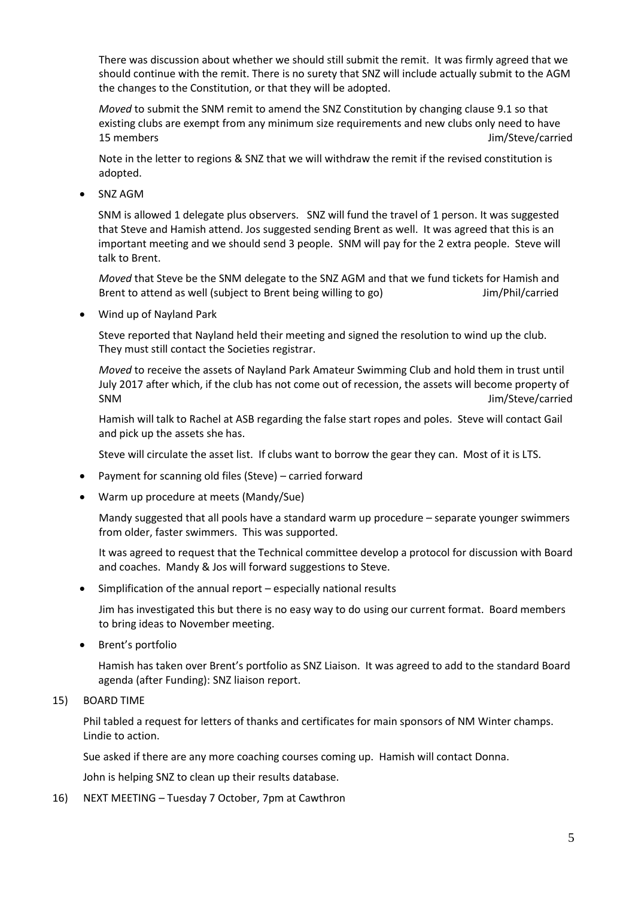There was discussion about whether we should still submit the remit. It was firmly agreed that we should continue with the remit. There is no surety that SNZ will include actually submit to the AGM the changes to the Constitution, or that they will be adopted.

*Moved* to submit the SNM remit to amend the SNZ Constitution by changing clause 9.1 so that existing clubs are exempt from any minimum size requirements and new clubs only need to have 15 members Jim/Steve/carried

Note in the letter to regions & SNZ that we will withdraw the remit if the revised constitution is adopted.

- SNZ AGM

  SNM is allowed 1 delegate plus observers. SNZ will fund the travel of 1 person. It was suggested that Steve and Hamish attend. Jos suggested sending Brent as well. It was agreed that this is an important meeting and we should send 3 people. SNM will pay for the 2 extra people. Steve will talk to Brent.

  *Moved* that Steve be the SNM delegate to the SNZ AGM and that we fund tickets for Hamish and Brent to attend as well (subject to Brent being willing to go) Jim/Phil/carried

- Wind up of Nayland Park

  Steve reported that Nayland held their meeting and signed the resolution to wind up the club. They must still contact the Societies registrar.

  *Moved* to receive the assets of Nayland Park Amateur Swimming Club and hold them in trust until July 2017 after which, if the club has not come out of recession, the assets will become property of SNM Jim/Steve/carried

  Hamish will talk to Rachel at ASB regarding the false start ropes and poles. Steve will contact Gail and pick up the assets she has.

  Steve will circulate the asset list. If clubs want to borrow the gear they can. Most of it is LTS.

- Payment for scanning old files (Steve) – carried forward
- Warm up procedure at meets (Mandy/Sue)

  Mandy suggested that all pools have a standard warm up procedure – separate younger swimmers from older, faster swimmers. This was supported.

  It was agreed to request that the Technical committee develop a protocol for discussion with Board and coaches. Mandy & Jos will forward suggestions to Steve.

- Simplification of the annual report – especially national results

  Jim has investigated this but there is no easy way to do using our current format. Board members to bring ideas to November meeting.

- Brent's portfolio

  Hamish has taken over Brent's portfolio as SNZ Liaison. It was agreed to add to the standard Board agenda (after Funding): SNZ liaison report.

15) BOARD TIME

Phil tabled a request for letters of thanks and certificates for main sponsors of NM Winter champs. Lindie to action.

Sue asked if there are any more coaching courses coming up. Hamish will contact Donna.

John is helping SNZ to clean up their results database.

16) NEXT MEETING – Tuesday 7 October, 7pm at Cawthron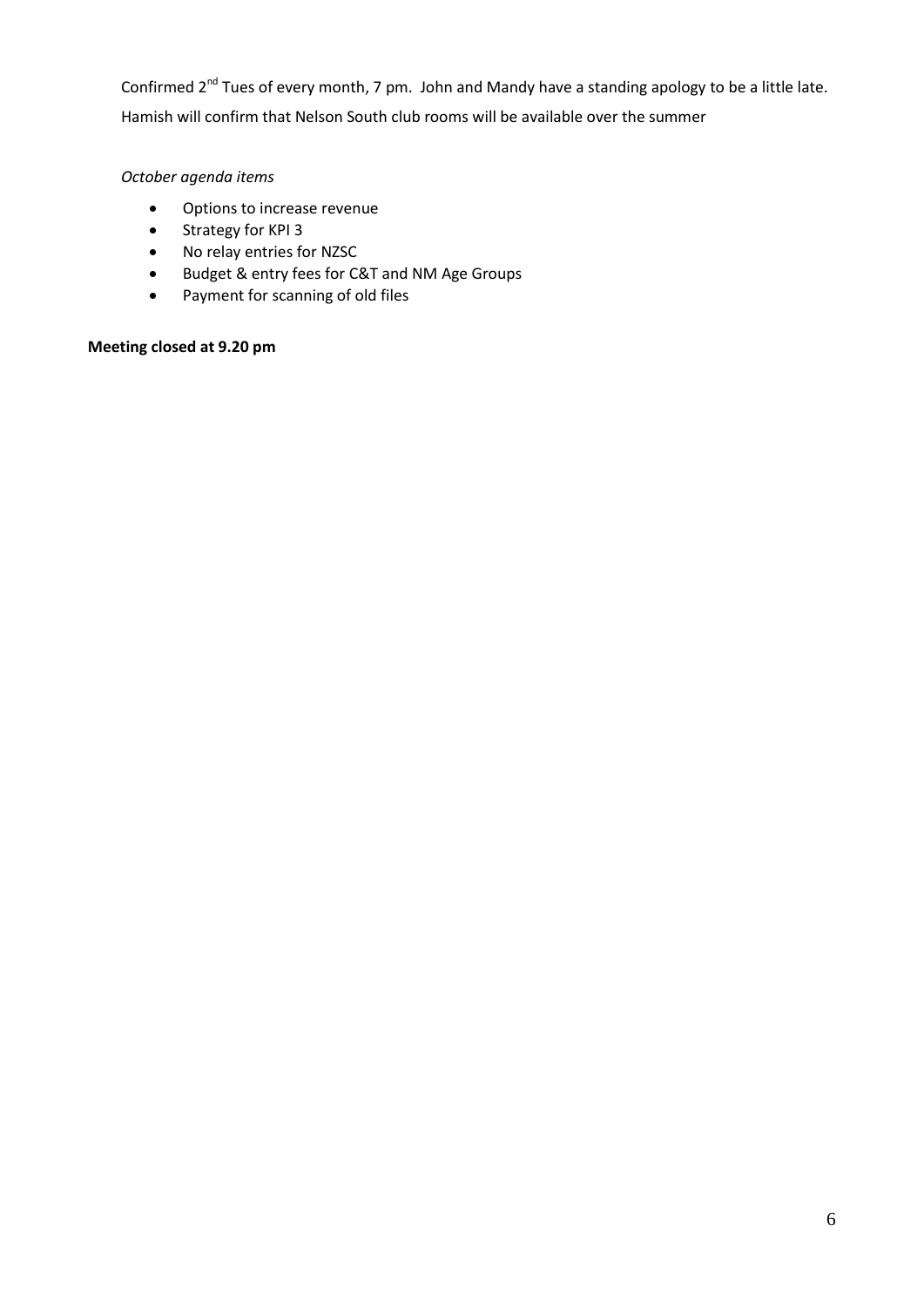Confirmed 2nd Tues of every month, 7 pm. John and Mandy have a standing apology to be a little late.

Hamish will confirm that Nelson South club rooms will be available over the summer

*October agenda items*

- Options to increase revenue
- Strategy for KPI 3
- No relay entries for NZSC
- Budget & entry fees for C&T and NM Age Groups
- Payment for scanning of old files

**Meeting closed at 9.20 pm**